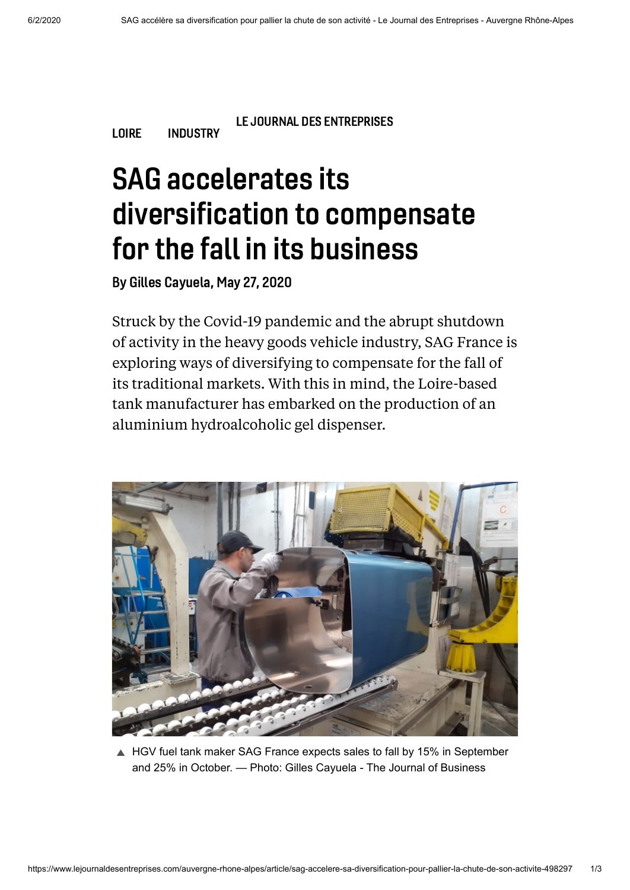LOIRE INDUSTRY

LE JOURNAL DES ENTREPRISES

# SAG accelerates its diversification to compensate for the fall in its business

**By Gilles Cayuela, May 27, 2020**

Struck by the Covid-19 pandemic and the abrupt shutdown of activity in the heavy goods vehicle industry, SAG France is exploring ways of diversifying to compensate for the fall of its traditional markets. With this in mind, the Loire-based tank manufacturer has embarked on the production of an aluminium hydroalcoholic gel dispenser.

▲ HGV fuel tank maker SAG France expects sales to fall by 15% in September and 25% in October. — Photo: Gilles Cayuela - The Journal of Business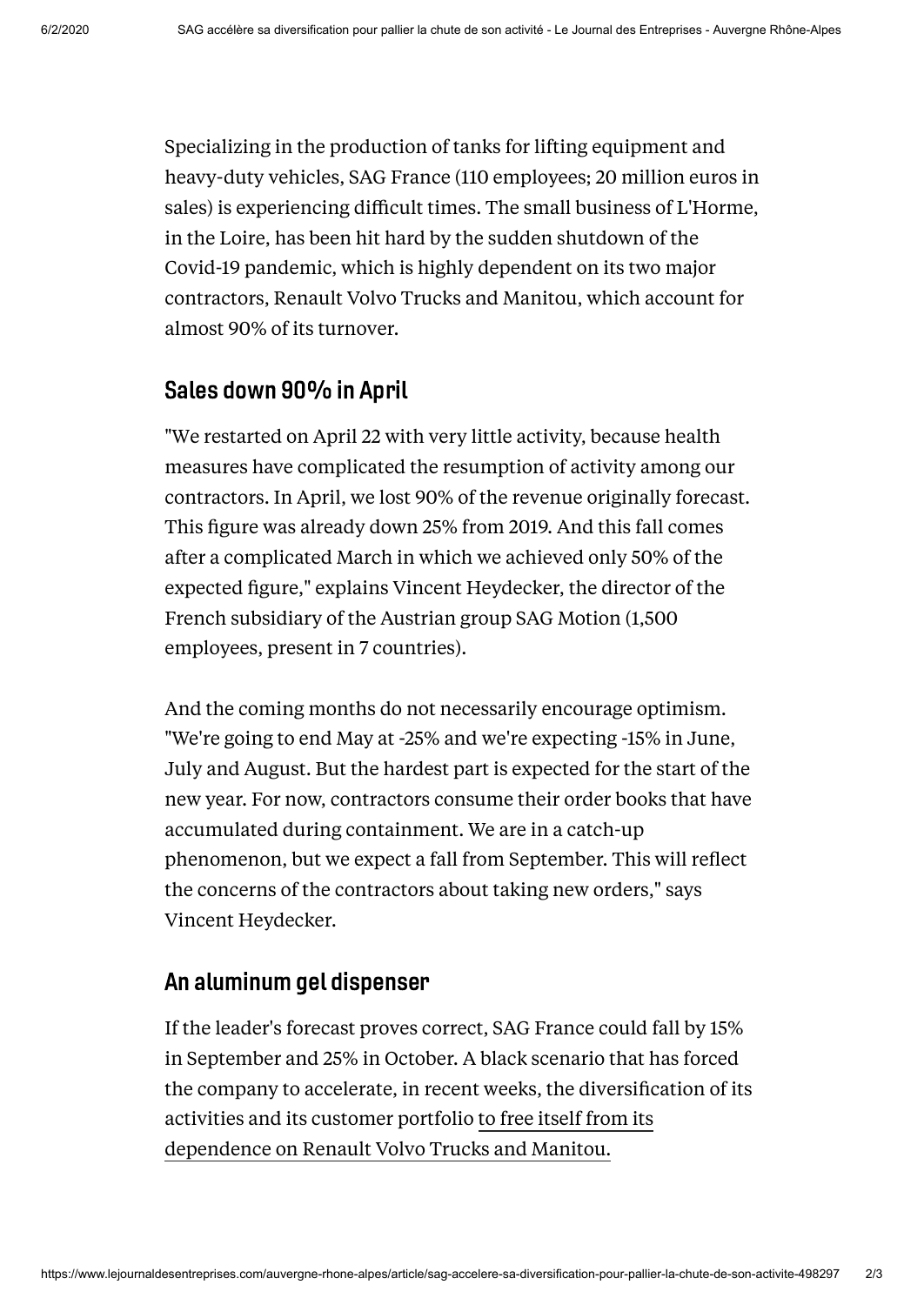Specializing in the production of tanks for lifting equipment and heavy-duty vehicles, SAG France (110 employees; 20 million euros in sales) is experiencing difficult times. The small business of L'Horme, in the Loire, has been hit hard by the sudden shutdown of the Covid-19 pandemic, which is highly dependent on its two major contractors, Renault Volvo Trucks and Manitou, which account for almost 90% of its turnover.

## Sales down 90% in April

"We restarted on April 22 with very little activity, because health measures have complicated the resumption of activity among our contractors. In April, we lost 90% of the revenue originally forecast. This figure was already down 25% from 2019. And this fall comes after a complicated March in which we achieved only 50% of the expected figure," explains Vincent Heydecker, the director of the French subsidiary of the Austrian group SAG Motion (1,500 employees, present in 7 countries).

And the coming months do not necessarily encourage optimism. "We're going to end May at -25% and we're expecting -15% in June, July and August. But the hardest part is expected for the start of the new year. For now, contractors consume their order books that have accumulated during containment. We are in a catch-up phenomenon, but we expect a fall from September. This will reflect the concerns of the contractors about taking new orders," says Vincent Heydecker.

## An aluminum gel dispenser

If the leader's forecast proves correct, SAG France could fall by 15% in September and 25% in October. A black scenario that has forced the company to accelerate, in recent weeks, the diversification of its activities and its customer portfolio to free itself from its dependence on Renault Volvo Trucks and Manitou.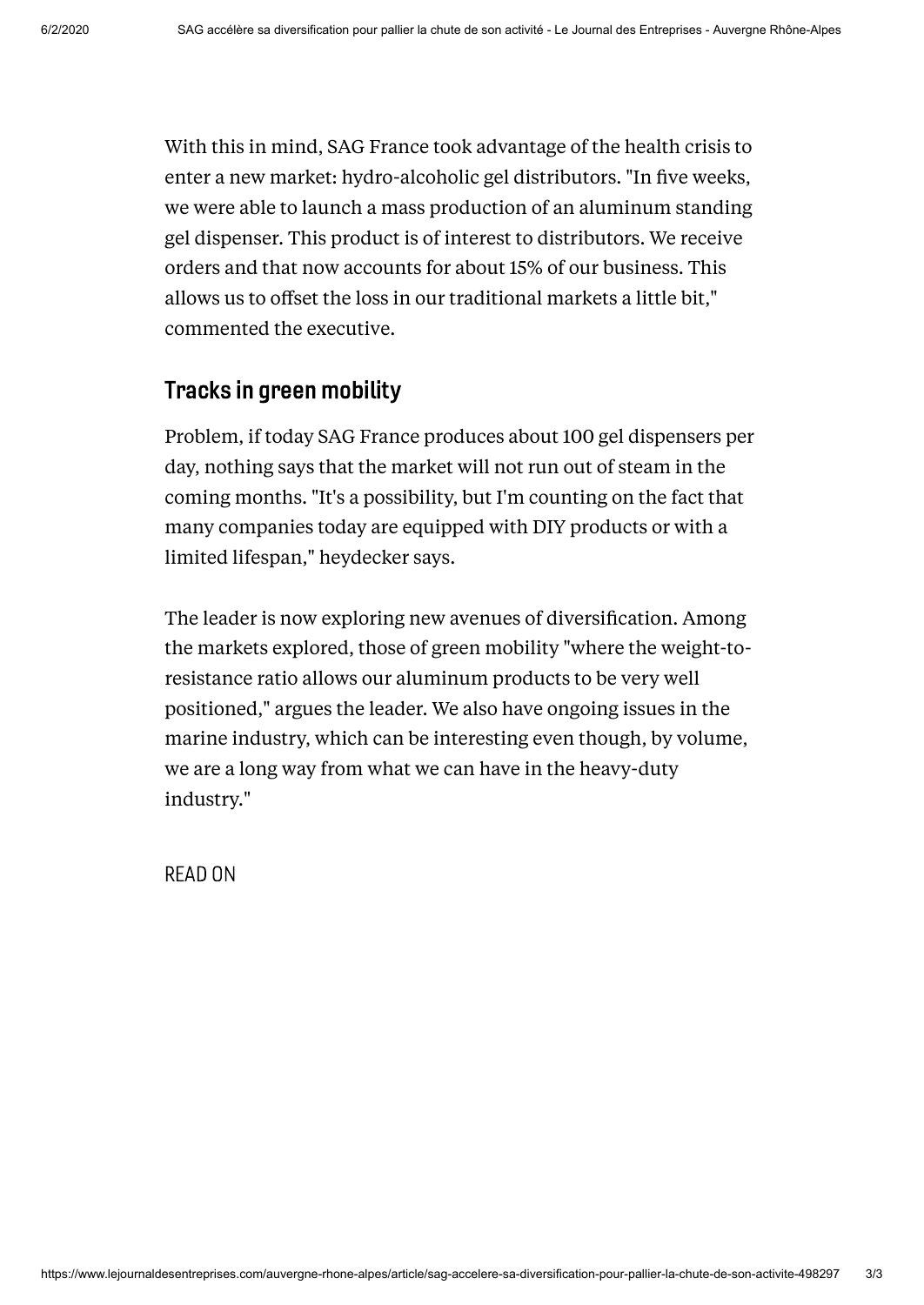With this in mind, SAG France took advantage of the health crisis to enter a new market: hydro-alcoholic gel distributors. "In five weeks, we were able to launch a mass production of an aluminum standing gel dispenser. This product is of interest to distributors. We receive orders and that now accounts for about 15% of our business. This allows us to offset the loss in our traditional markets a little bit," commented the executive.

## Tracks in green mobility

Problem, if today SAG France produces about 100 gel dispensers per day, nothing says that the market will not run out of steam in the coming months. "It's a possibility, but I'm counting on the fact that many companies today are equipped with DIY products or with a limited lifespan," heydecker says.

The leader is now exploring new avenues of diversification. Among the markets explored, those of green mobility "where the weight-to-resistance ratio allows our aluminum products to be very well positioned," argues the leader. We also have ongoing issues in the marine industry, which can be interesting even though, by volume, we are a long way from what we can have in the heavy-duty industry."

READ ON